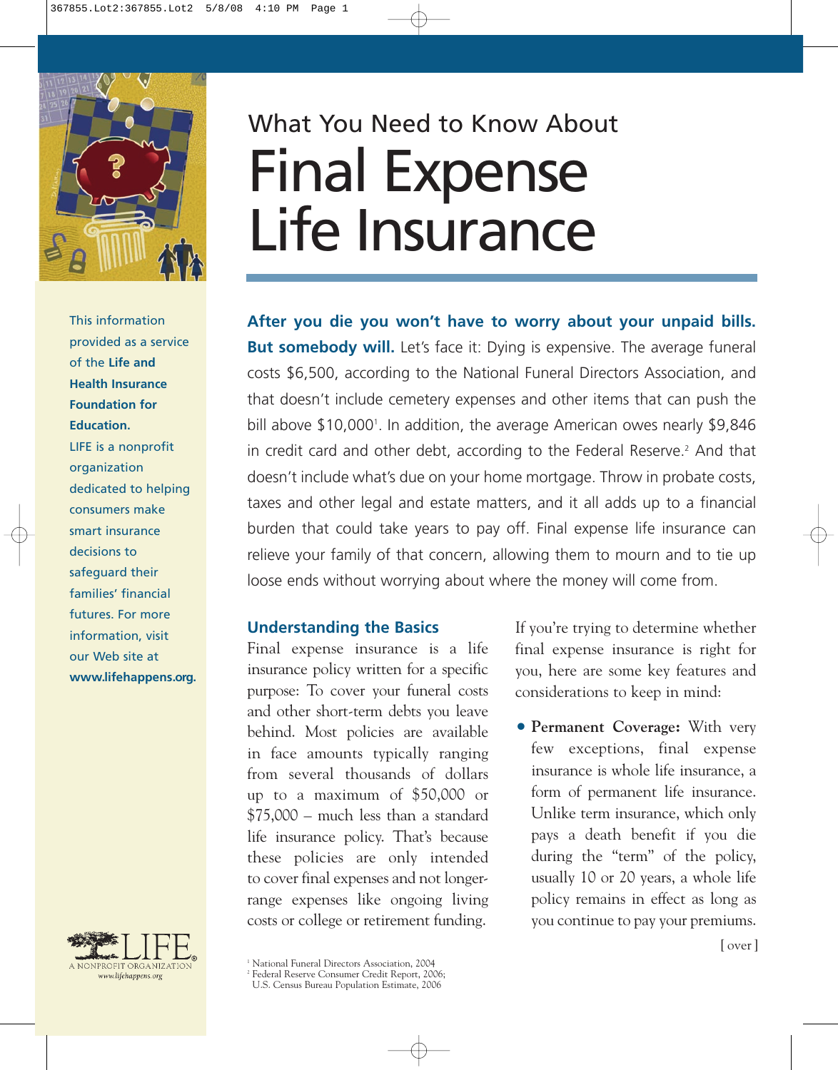What You Need to Know About

# Final Expense Life Insurance

This information provided as a service of the **Life and Health Insurance Foundation for Education.** LIFE is a nonprofit organization dedicated to helping consumers make smart insurance decisions to safeguard their families' financial futures. For more information, visit our Web site at **www.lifehappens.org.**

**After you die you won't have to worry about your unpaid bills. But somebody will.** Let's face it: Dying is expensive. The average funeral costs $6,500, according to the National Funeral Directors Association, and that doesn't include cemetery expenses and other items that can push the bill above $10,000[1]. In addition, the average American owes nearly $9,846 in credit card and other debt, according to the Federal Reserve.[2] And that doesn't include what's due on your home mortgage. Throw in probate costs, taxes and other legal and estate matters, and it all adds up to a financial burden that could take years to pay off. Final expense life insurance can relieve your family of that concern, allowing them to mourn and to tie up loose ends without worrying about where the money will come from.

## Understanding the Basics

Final expense insurance is a life insurance policy written for a specific purpose: To cover your funeral costs and other short-term debts you leave behind. Most policies are available in face amounts typically ranging from several thousands of dollars up to a maximum of $50,000 or $75,000 – much less than a standard life insurance policy. That's because these policies are only intended to cover final expenses and not longer-range expenses like ongoing living costs or college or retirement funding.

If you're trying to determine whether final expense insurance is right for you, here are some key features and considerations to keep in mind:

- **Permanent Coverage:** With very few exceptions, final expense insurance is whole life insurance, a form of permanent life insurance. Unlike term insurance, which only pays a death benefit if you die during the "term" of the policy, usually 10 or 20 years, a whole life policy remains in effect as long as you continue to pay your premiums.

[ over ]

[1] National Funeral Directors Association, 2004
[2] Federal Reserve Consumer Credit Report, 2006; U.S. Census Bureau Population Estimate, 2006

LIFE A NONPROFIT ORGANIZATION www.lifehappens.org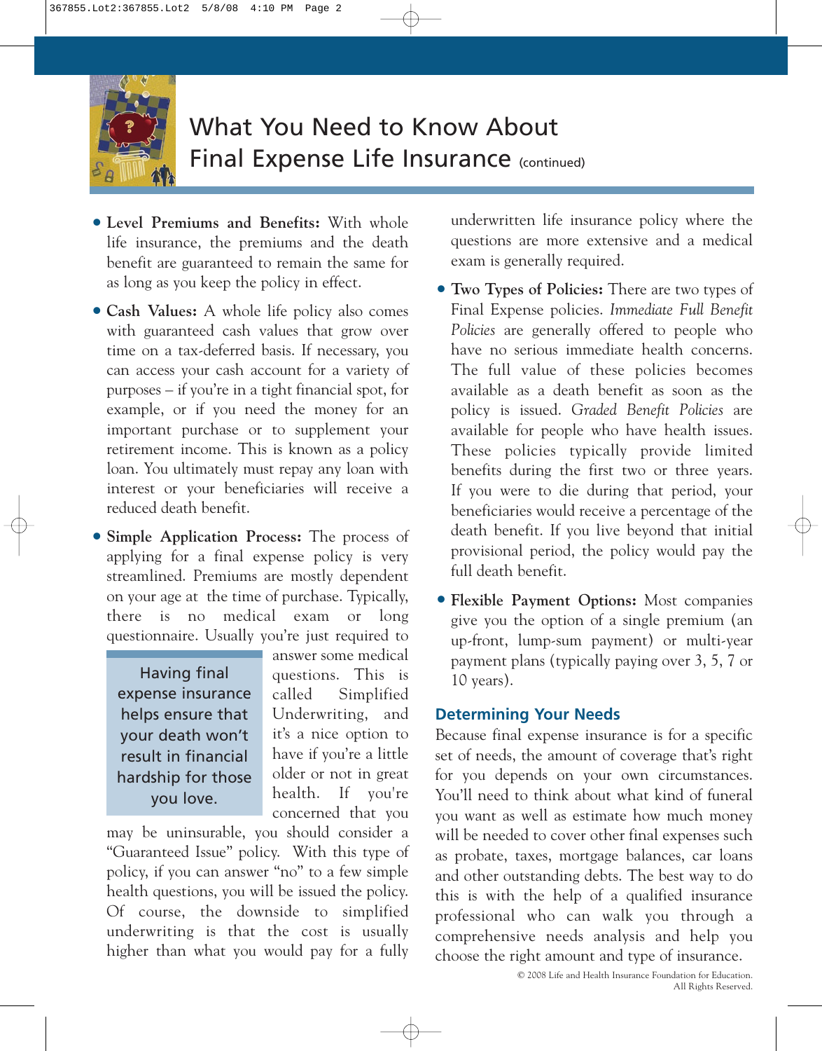# What You Need to Know About Final Expense Life Insurance (continued)

- **Level Premiums and Benefits:** With whole life insurance, the premiums and the death benefit are guaranteed to remain the same for as long as you keep the policy in effect.
- **Cash Values:** A whole life policy also comes with guaranteed cash values that grow over time on a tax-deferred basis. If necessary, you can access your cash account for a variety of purposes – if you're in a tight financial spot, for example, or if you need the money for an important purchase or to supplement your retirement income. This is known as a policy loan. You ultimately must repay any loan with interest or your beneficiaries will receive a reduced death benefit.
- **Simple Application Process:** The process of applying for a final expense policy is very streamlined. Premiums are mostly dependent on your age at the time of purchase. Typically, there is no medical exam or long questionnaire. Usually you're just required to answer some medical questions. This is called Simplified Underwriting, and it's a nice option to have if you're a little older or not in great health. If you're concerned that you may be uninsurable, you should consider a "Guaranteed Issue" policy. With this type of policy, if you can answer "no" to a few simple health questions, you will be issued the policy. Of course, the downside to simplified underwriting is that the cost is usually higher than what you would pay for a fully underwritten life insurance policy where the questions are more extensive and a medical exam is generally required.

> Having final expense insurance helps ensure that your death won't result in financial hardship for those you love.

- **Two Types of Policies:** There are two types of Final Expense policies. *Immediate Full Benefit Policies* are generally offered to people who have no serious immediate health concerns. The full value of these policies becomes available as a death benefit as soon as the policy is issued. *Graded Benefit Policies* are available for people who have health issues. These policies typically provide limited benefits during the first two or three years. If you were to die during that period, your beneficiaries would receive a percentage of the death benefit. If you live beyond that initial provisional period, the policy would pay the full death benefit.
- **Flexible Payment Options:** Most companies give you the option of a single premium (an up-front, lump-sum payment) or multi-year payment plans (typically paying over 3, 5, 7 or 10 years).

## Determining Your Needs

Because final expense insurance is for a specific set of needs, the amount of coverage that's right for you depends on your own circumstances. You'll need to think about what kind of funeral you want as well as estimate how much money will be needed to cover other final expenses such as probate, taxes, mortgage balances, car loans and other outstanding debts. The best way to do this is with the help of a qualified insurance professional who can walk you through a comprehensive needs analysis and help you choose the right amount and type of insurance.

© 2008 Life and Health Insurance Foundation for Education. All Rights Reserved.